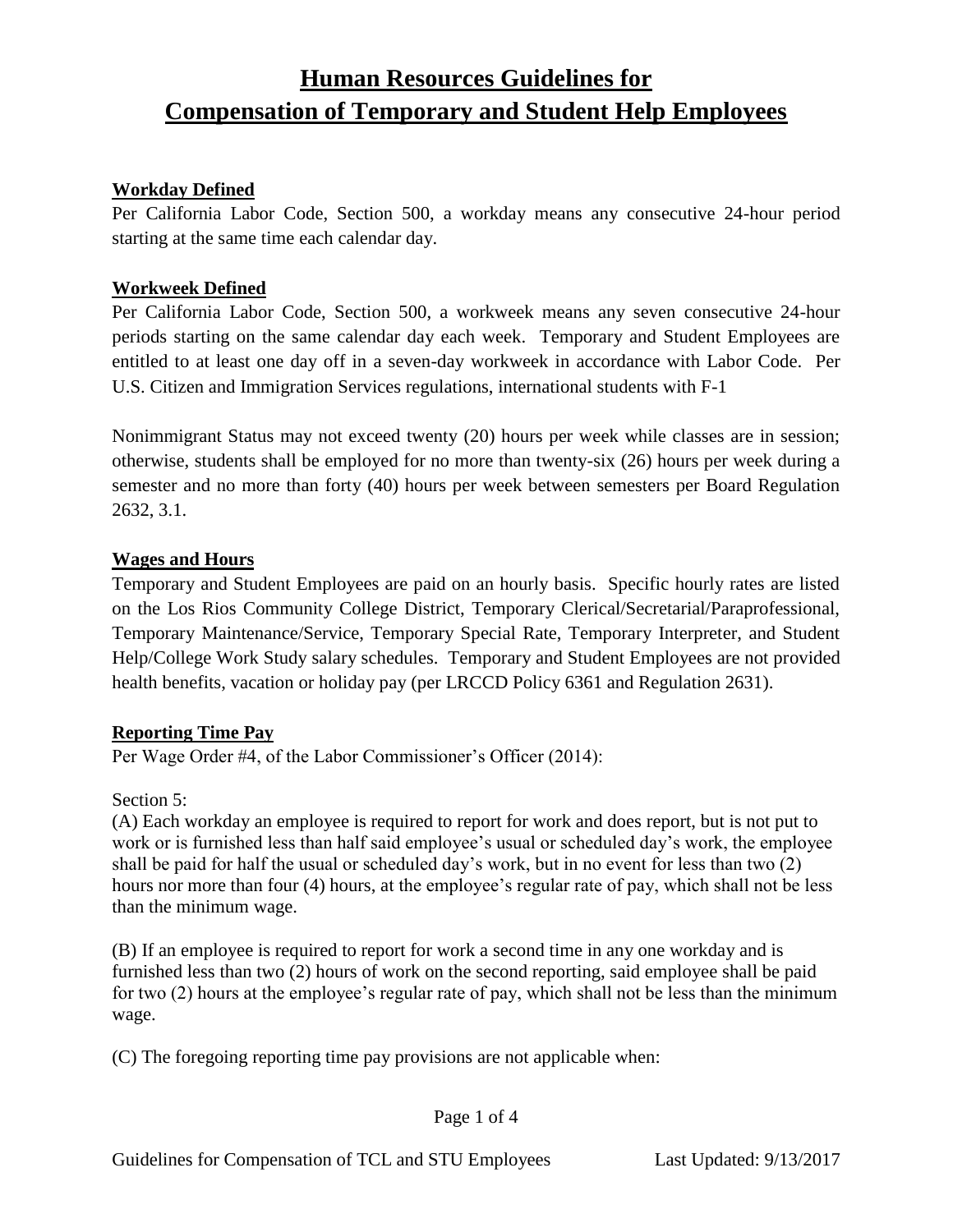# Human Resources Guidelines for Compensation of Temporary and Student Help Employees

## Workday Defined

Per California Labor Code, Section 500, a workday means any consecutive 24-hour period starting at the same time each calendar day.

## Workweek Defined

Per California Labor Code, Section 500, a workweek means any seven consecutive 24-hour periods starting on the same calendar day each week. Temporary and Student Employees are entitled to at least one day off in a seven-day workweek in accordance with Labor Code. Per U.S. Citizen and Immigration Services regulations, international students with F-1

Nonimmigrant Status may not exceed twenty (20) hours per week while classes are in session; otherwise, students shall be employed for no more than twenty-six (26) hours per week during a semester and no more than forty (40) hours per week between semesters per Board Regulation 2632, 3.1.

## Wages and Hours

Temporary and Student Employees are paid on an hourly basis. Specific hourly rates are listed on the Los Rios Community College District, Temporary Clerical/Secretarial/Paraprofessional, Temporary Maintenance/Service, Temporary Special Rate, Temporary Interpreter, and Student Help/College Work Study salary schedules. Temporary and Student Employees are not provided health benefits, vacation or holiday pay (per LRCCD Policy 6361 and Regulation 2631).

## Reporting Time Pay

Per Wage Order #4, of the Labor Commissioner's Officer (2014):

Section 5:

(A) Each workday an employee is required to report for work and does report, but is not put to work or is furnished less than half said employee's usual or scheduled day's work, the employee shall be paid for half the usual or scheduled day's work, but in no event for less than two (2) hours nor more than four (4) hours, at the employee's regular rate of pay, which shall not be less than the minimum wage.

(B) If an employee is required to report for work a second time in any one workday and is furnished less than two (2) hours of work on the second reporting, said employee shall be paid for two (2) hours at the employee's regular rate of pay, which shall not be less than the minimum wage.

(C) The foregoing reporting time pay provisions are not applicable when: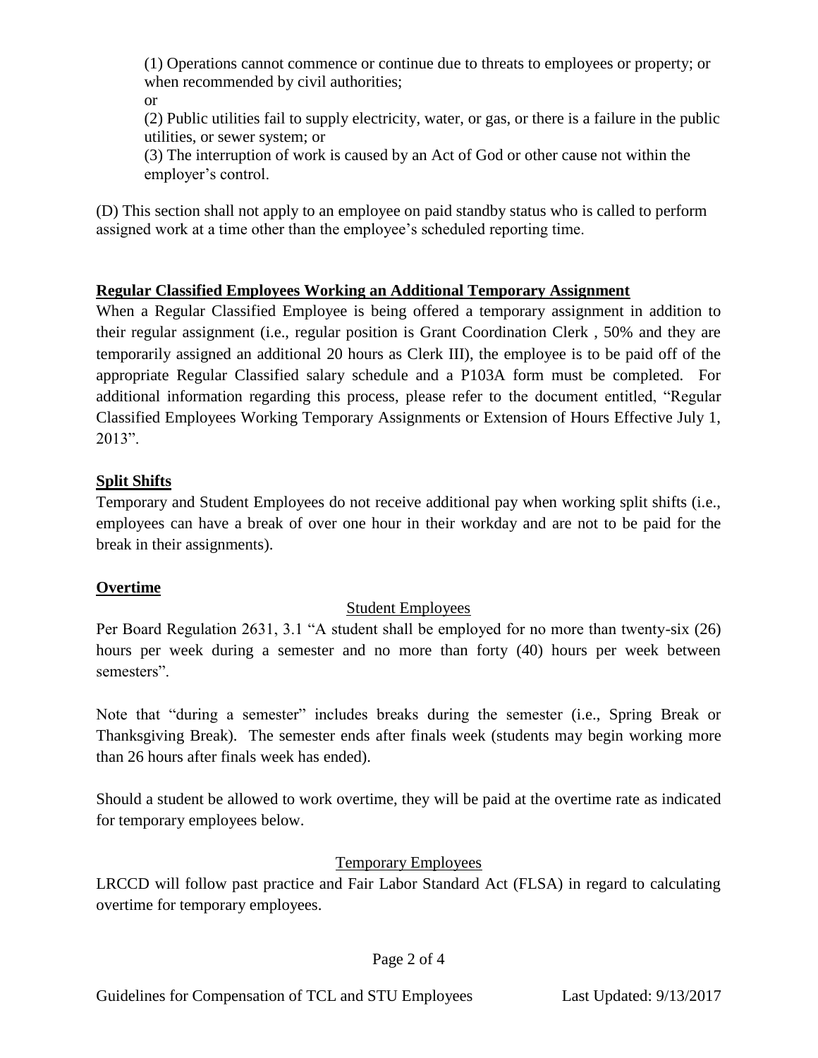(1) Operations cannot commence or continue due to threats to employees or property; or when recommended by civil authorities;

or

(2) Public utilities fail to supply electricity, water, or gas, or there is a failure in the public utilities, or sewer system; or

(3) The interruption of work is caused by an Act of God or other cause not within the employer's control.

(D) This section shall not apply to an employee on paid standby status who is called to perform assigned work at a time other than the employee's scheduled reporting time.

**Regular Classified Employees Working an Additional Temporary Assignment**

When a Regular Classified Employee is being offered a temporary assignment in addition to their regular assignment (i.e., regular position is Grant Coordination Clerk , 50% and they are temporarily assigned an additional 20 hours as Clerk III), the employee is to be paid off of the appropriate Regular Classified salary schedule and a P103A form must be completed. For additional information regarding this process, please refer to the document entitled, "Regular Classified Employees Working Temporary Assignments or Extension of Hours Effective July 1, 2013".

**Split Shifts**

Temporary and Student Employees do not receive additional pay when working split shifts (i.e., employees can have a break of over one hour in their workday and are not to be paid for the break in their assignments).

**Overtime**

Student Employees

Per Board Regulation 2631, 3.1 "A student shall be employed for no more than twenty-six (26) hours per week during a semester and no more than forty (40) hours per week between semesters".

Note that "during a semester" includes breaks during the semester (i.e., Spring Break or Thanksgiving Break). The semester ends after finals week (students may begin working more than 26 hours after finals week has ended).

Should a student be allowed to work overtime, they will be paid at the overtime rate as indicated for temporary employees below.

Temporary Employees

LRCCD will follow past practice and Fair Labor Standard Act (FLSA) in regard to calculating overtime for temporary employees.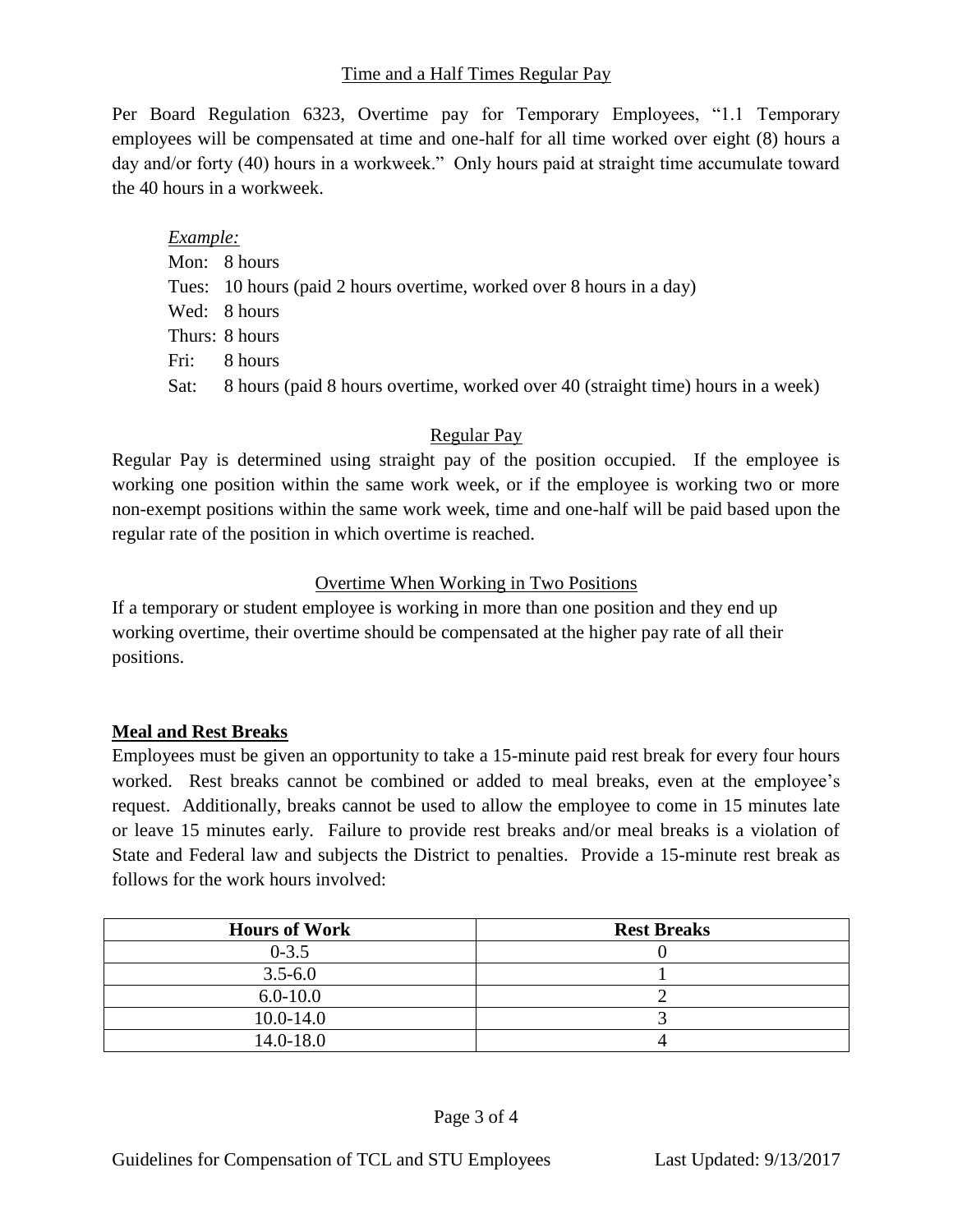## Time and a Half Times Regular Pay

Per Board Regulation 6323, Overtime pay for Temporary Employees, "1.1 Temporary employees will be compensated at time and one-half for all time worked over eight (8) hours a day and/or forty (40) hours in a workweek." Only hours paid at straight time accumulate toward the 40 hours in a workweek.

*Example:*

Mon: 8 hours
Tues: 10 hours (paid 2 hours overtime, worked over 8 hours in a day)
Wed: 8 hours
Thurs: 8 hours
Fri: 8 hours
Sat: 8 hours (paid 8 hours overtime, worked over 40 (straight time) hours in a week)

## Regular Pay

Regular Pay is determined using straight pay of the position occupied. If the employee is working one position within the same work week, or if the employee is working two or more non-exempt positions within the same work week, time and one-half will be paid based upon the regular rate of the position in which overtime is reached.

## Overtime When Working in Two Positions

If a temporary or student employee is working in more than one position and they end up working overtime, their overtime should be compensated at the higher pay rate of all their positions.

## Meal and Rest Breaks

Employees must be given an opportunity to take a 15-minute paid rest break for every four hours worked. Rest breaks cannot be combined or added to meal breaks, even at the employee's request. Additionally, breaks cannot be used to allow the employee to come in 15 minutes late or leave 15 minutes early. Failure to provide rest breaks and/or meal breaks is a violation of State and Federal law and subjects the District to penalties. Provide a 15-minute rest break as follows for the work hours involved:

| Hours of Work | Rest Breaks |
|---|---|
| 0-3.5 | 0 |
| 3.5-6.0 | 1 |
| 6.0-10.0 | 2 |
| 10.0-14.0 | 3 |
| 14.0-18.0 | 4 |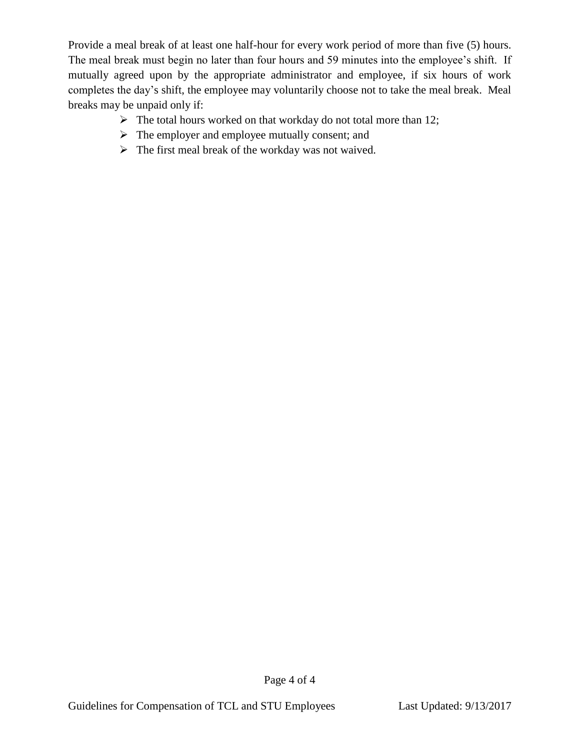Provide a meal break of at least one half-hour for every work period of more than five (5) hours. The meal break must begin no later than four hours and 59 minutes into the employee's shift. If mutually agreed upon by the appropriate administrator and employee, if six hours of work completes the day's shift, the employee may voluntarily choose not to take the meal break. Meal breaks may be unpaid only if:

- The total hours worked on that workday do not total more than 12;
- The employer and employee mutually consent; and
- The first meal break of the workday was not waived.